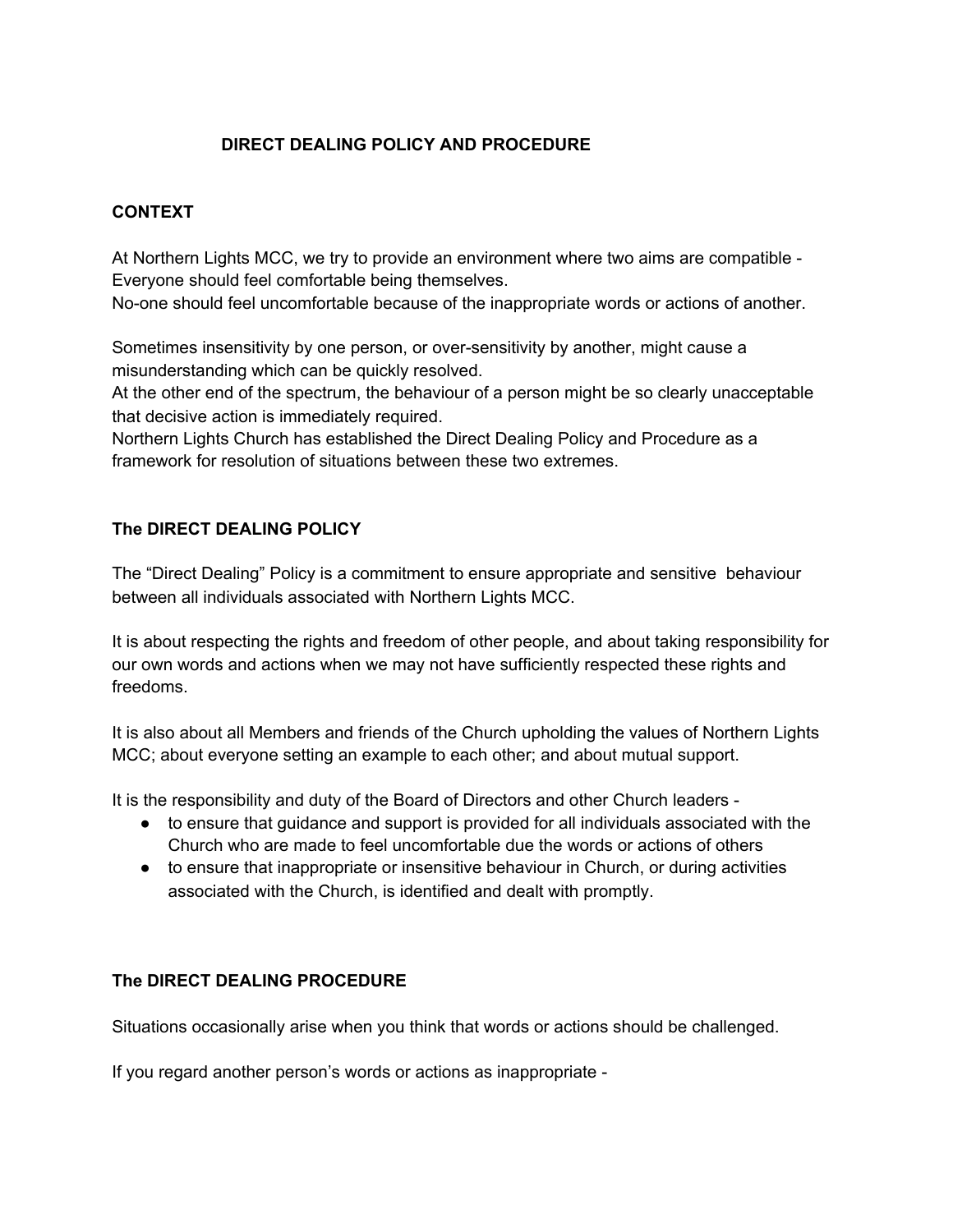# DIRECT DEALING POLICY AND PROCEDURE

## CONTEXT

At Northern Lights MCC, we try to provide an environment where two aims are compatible -
Everyone should feel comfortable being themselves.
No-one should feel uncomfortable because of the inappropriate words or actions of another.

Sometimes insensitivity by one person, or over-sensitivity by another, might cause a misunderstanding which can be quickly resolved.
At the other end of the spectrum, the behaviour of a person might be so clearly unacceptable that decisive action is immediately required.
Northern Lights Church has established the Direct Dealing Policy and Procedure as a framework for resolution of situations between these two extremes.

## The DIRECT DEALING POLICY

The "Direct Dealing" Policy is a commitment to ensure appropriate and sensitive behaviour between all individuals associated with Northern Lights MCC.

It is about respecting the rights and freedom of other people, and about taking responsibility for our own words and actions when we may not have sufficiently respected these rights and freedoms.

It is also about all Members and friends of the Church upholding the values of Northern Lights MCC; about everyone setting an example to each other; and about mutual support.

It is the responsibility and duty of the Board of Directors and other Church leaders -

- to ensure that guidance and support is provided for all individuals associated with the Church who are made to feel uncomfortable due the words or actions of others
- to ensure that inappropriate or insensitive behaviour in Church, or during activities associated with the Church, is identified and dealt with promptly.

## The DIRECT DEALING PROCEDURE

Situations occasionally arise when you think that words or actions should be challenged.

If you regard another person's words or actions as inappropriate -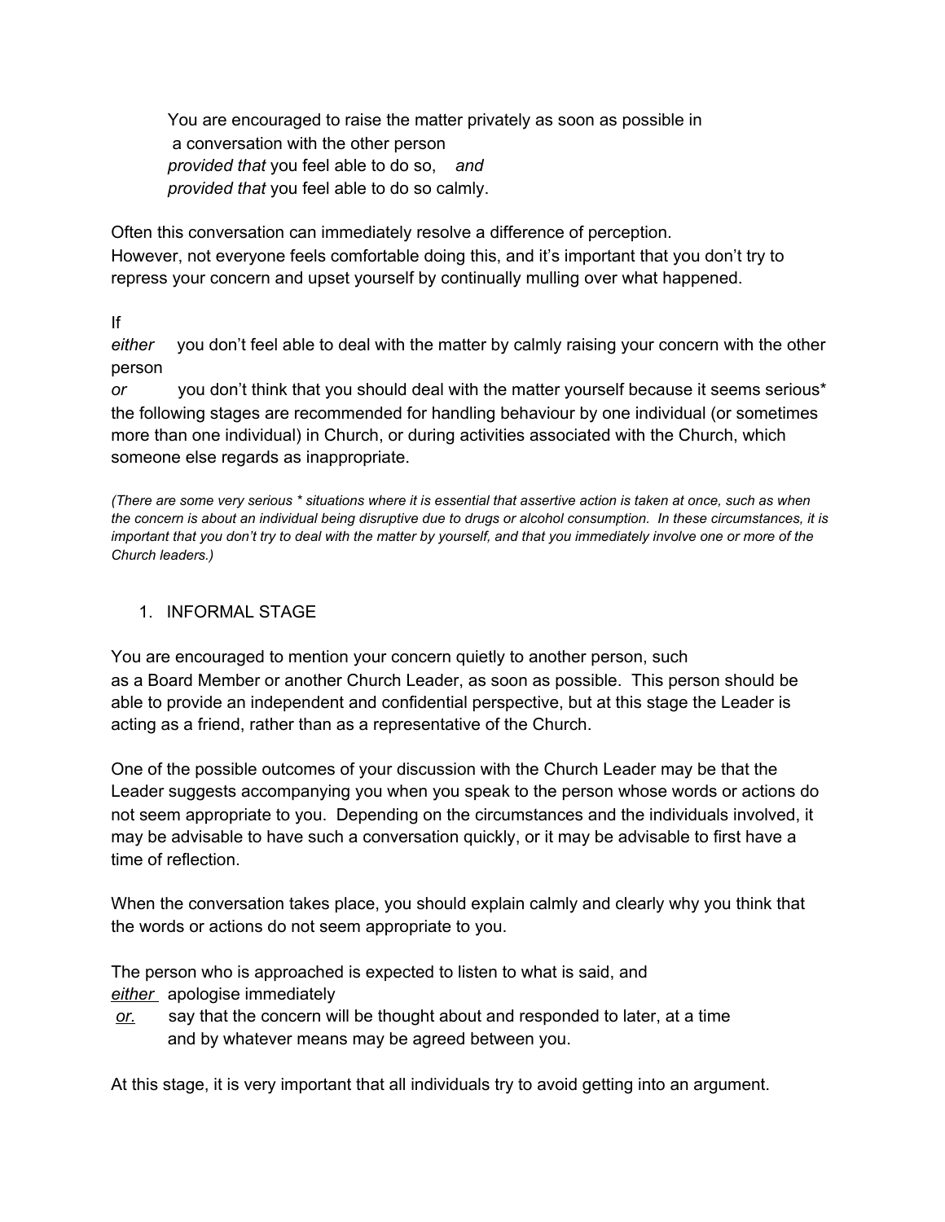You are encouraged to raise the matter privately as soon as possible in a conversation with the other person
*provided that* you feel able to do so, *and*
*provided that* you feel able to do so calmly.

Often this conversation can immediately resolve a difference of perception.
However, not everyone feels comfortable doing this, and it's important that you don't try to repress your concern and upset yourself by continually mulling over what happened.

If
*either* you don't feel able to deal with the matter by calmly raising your concern with the other person
*or* you don't think that you should deal with the matter yourself because it seems serious*
the following stages are recommended for handling behaviour by one individual (or sometimes more than one individual) in Church, or during activities associated with the Church, which someone else regards as inappropriate.

*(There are some very serious * situations where it is essential that assertive action is taken at once, such as when the concern is about an individual being disruptive due to drugs or alcohol consumption. In these circumstances, it is important that you don't try to deal with the matter by yourself, and that you immediately involve one or more of the Church leaders.)*

1. INFORMAL STAGE

You are encouraged to mention your concern quietly to another person, such as a Board Member or another Church Leader, as soon as possible. This person should be able to provide an independent and confidential perspective, but at this stage the Leader is acting as a friend, rather than as a representative of the Church.

One of the possible outcomes of your discussion with the Church Leader may be that the Leader suggests accompanying you when you speak to the person whose words or actions do not seem appropriate to you. Depending on the circumstances and the individuals involved, it may be advisable to have such a conversation quickly, or it may be advisable to first have a time of reflection.

When the conversation takes place, you should explain calmly and clearly why you think that the words or actions do not seem appropriate to you.

The person who is approached is expected to listen to what is said, and
*either* apologise immediately
*or.* say that the concern will be thought about and responded to later, at a time and by whatever means may be agreed between you.

At this stage, it is very important that all individuals try to avoid getting into an argument.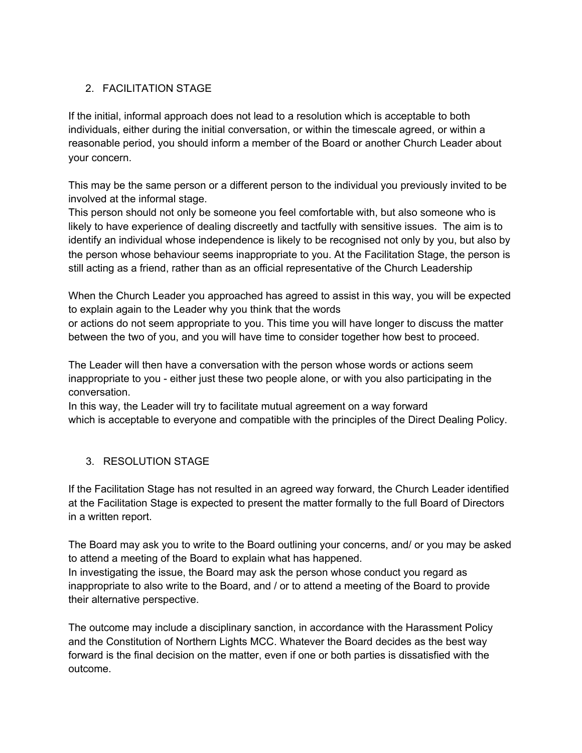## 2. FACILITATION STAGE

If the initial, informal approach does not lead to a resolution which is acceptable to both individuals, either during the initial conversation, or within the timescale agreed, or within a reasonable period, you should inform a member of the Board or another Church Leader about your concern.

This may be the same person or a different person to the individual you previously invited to be involved at the informal stage.
This person should not only be someone you feel comfortable with, but also someone who is likely to have experience of dealing discreetly and tactfully with sensitive issues. The aim is to identify an individual whose independence is likely to be recognised not only by you, but also by the person whose behaviour seems inappropriate to you. At the Facilitation Stage, the person is still acting as a friend, rather than as an official representative of the Church Leadership

When the Church Leader you approached has agreed to assist in this way, you will be expected to explain again to the Leader why you think that the words or actions do not seem appropriate to you. This time you will have longer to discuss the matter between the two of you, and you will have time to consider together how best to proceed.

The Leader will then have a conversation with the person whose words or actions seem inappropriate to you - either just these two people alone, or with you also participating in the conversation.
In this way, the Leader will try to facilitate mutual agreement on a way forward which is acceptable to everyone and compatible with the principles of the Direct Dealing Policy.

## 3. RESOLUTION STAGE

If the Facilitation Stage has not resulted in an agreed way forward, the Church Leader identified at the Facilitation Stage is expected to present the matter formally to the full Board of Directors in a written report.

The Board may ask you to write to the Board outlining your concerns, and/ or you may be asked to attend a meeting of the Board to explain what has happened.
In investigating the issue, the Board may ask the person whose conduct you regard as inappropriate to also write to the Board, and / or to attend a meeting of the Board to provide their alternative perspective.

The outcome may include a disciplinary sanction, in accordance with the Harassment Policy and the Constitution of Northern Lights MCC. Whatever the Board decides as the best way forward is the final decision on the matter, even if one or both parties is dissatisfied with the outcome.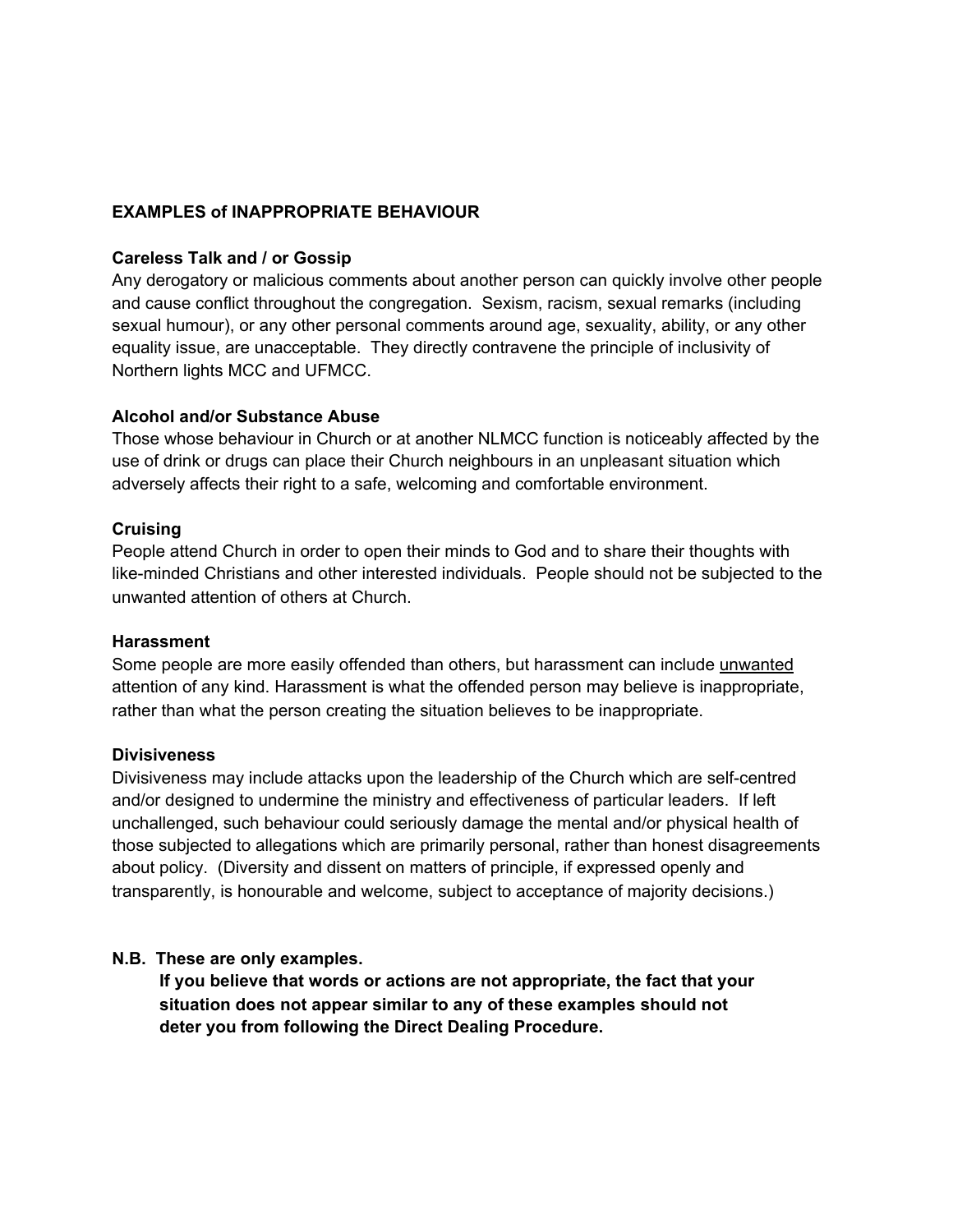## EXAMPLES of INAPPROPRIATE BEHAVIOUR

### Careless Talk and / or Gossip

Any derogatory or malicious comments about another person can quickly involve other people and cause conflict throughout the congregation. Sexism, racism, sexual remarks (including sexual humour), or any other personal comments around age, sexuality, ability, or any other equality issue, are unacceptable. They directly contravene the principle of inclusivity of Northern lights MCC and UFMCC.

### Alcohol and/or Substance Abuse

Those whose behaviour in Church or at another NLMCC function is noticeably affected by the use of drink or drugs can place their Church neighbours in an unpleasant situation which adversely affects their right to a safe, welcoming and comfortable environment.

### Cruising

People attend Church in order to open their minds to God and to share their thoughts with like-minded Christians and other interested individuals. People should not be subjected to the unwanted attention of others at Church.

### Harassment

Some people are more easily offended than others, but harassment can include <u>unwanted</u> attention of any kind. Harassment is what the offended person may believe is inappropriate, rather than what the person creating the situation believes to be inappropriate.

### Divisiveness

Divisiveness may include attacks upon the leadership of the Church which are self-centred and/or designed to undermine the ministry and effectiveness of particular leaders. If left unchallenged, such behaviour could seriously damage the mental and/or physical health of those subjected to allegations which are primarily personal, rather than honest disagreements about policy. (Diversity and dissent on matters of principle, if expressed openly and transparently, is honourable and welcome, subject to acceptance of majority decisions.)

**N.B. These are only examples.**
**If you believe that words or actions are not appropriate, the fact that your situation does not appear similar to any of these examples should not deter you from following the Direct Dealing Procedure.**